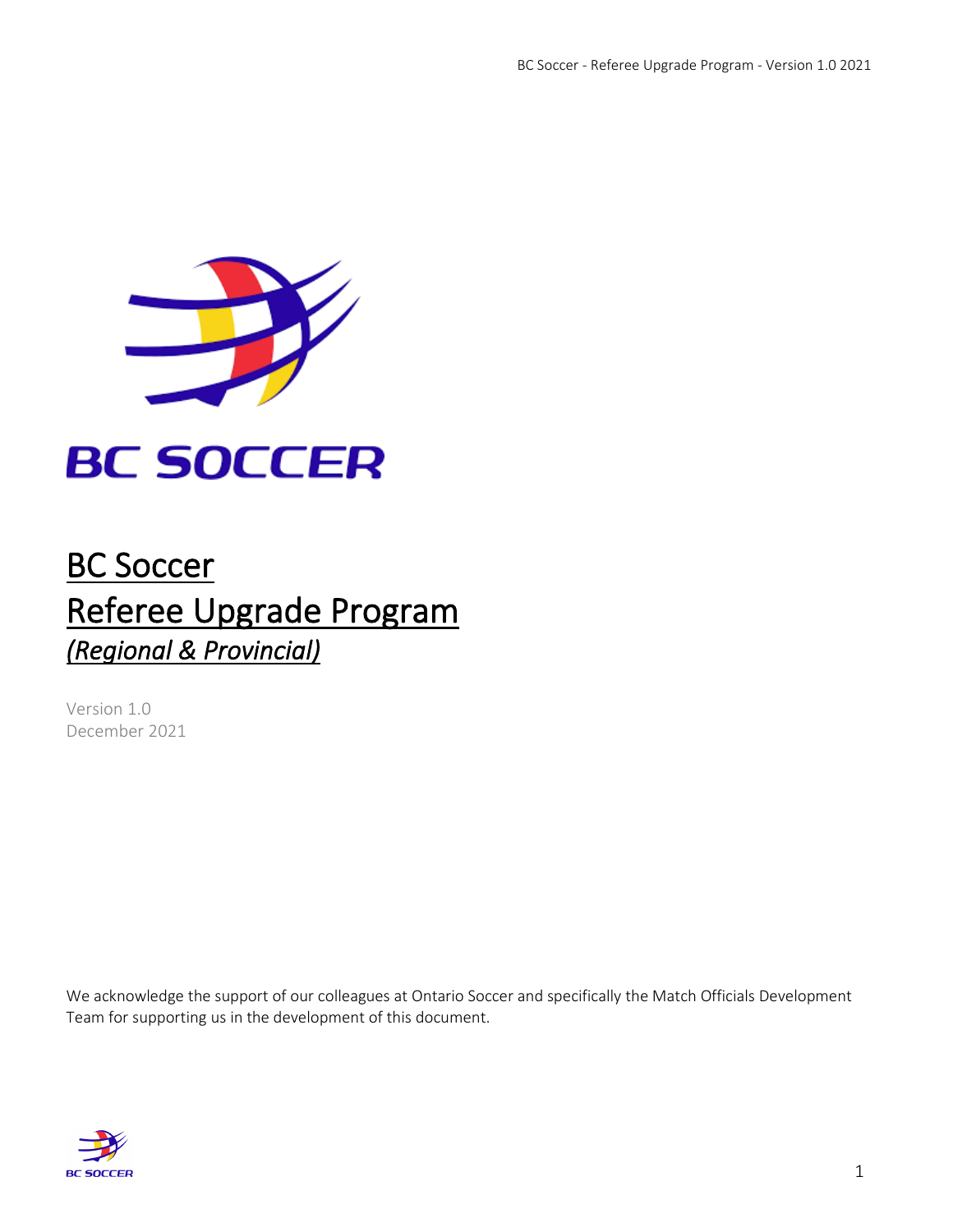# BC Soccer
# Referee Upgrade Program
## *(Regional & Provincial)*

Version 1.0
December 2021

We acknowledge the support of our colleagues at Ontario Soccer and specifically the Match Officials Development Team for supporting us in the development of this document.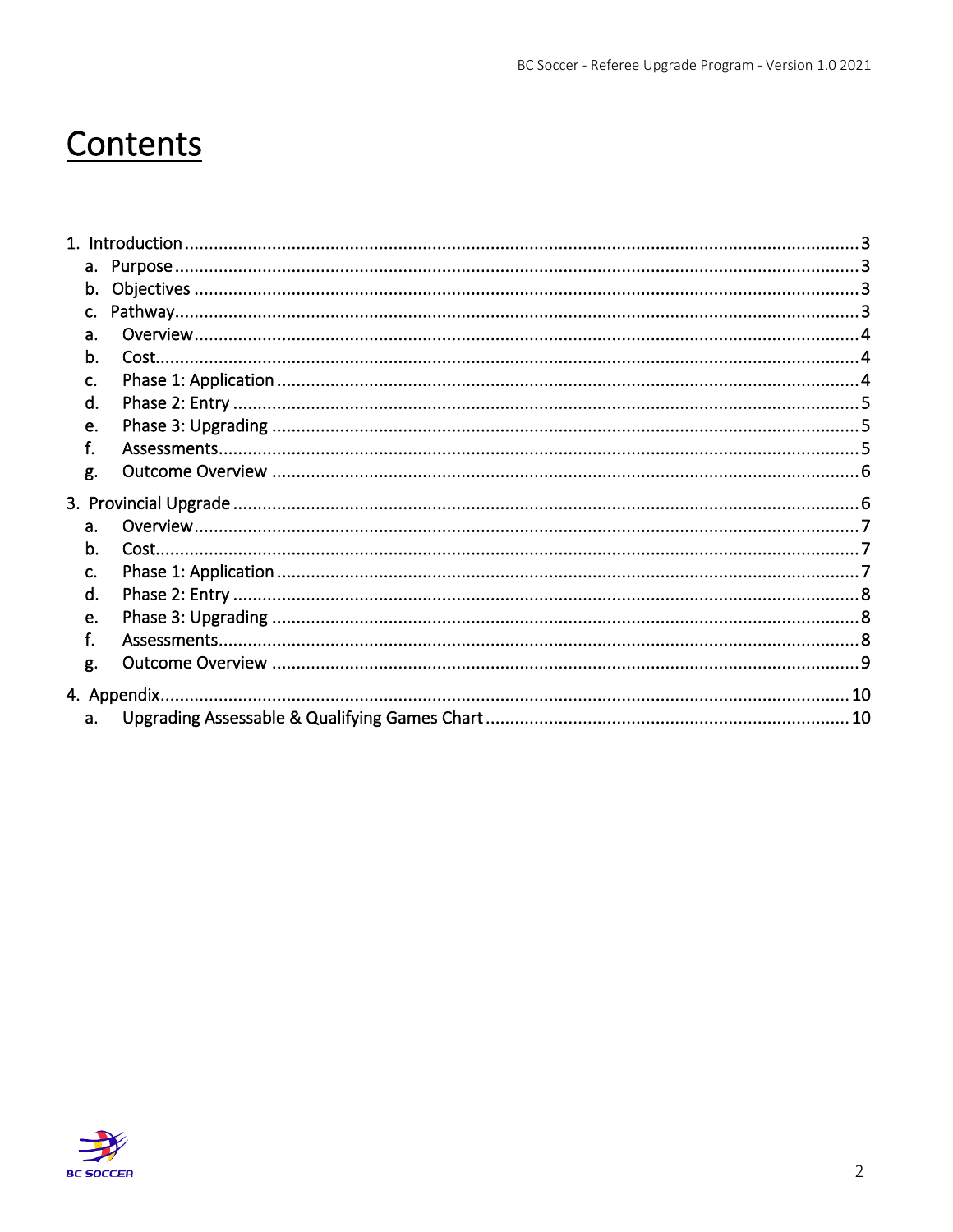# Contents

1. Introduction ........................................................................................................................ 3
   a. Purpose ........................................................................................................................ 3
   b. Objectives ..................................................................................................................... 3
   c. Pathway......................................................................................................................... 3
   a. Overview ....................................................................................................................... 4
   b. Cost............................................................................................................................... 4
   c. Phase 1: Application ..................................................................................................... 4
   d. Phase 2: Entry ............................................................................................................... 5
   e. Phase 3: Upgrading ....................................................................................................... 5
   f. Assessments................................................................................................................... 5
   g. Outcome Overview ....................................................................................................... 6

3. Provincial Upgrade ............................................................................................................... 6
   a. Overview ....................................................................................................................... 7
   b. Cost............................................................................................................................... 7
   c. Phase 1: Application ..................................................................................................... 7
   d. Phase 2: Entry ............................................................................................................... 8
   e. Phase 3: Upgrading ....................................................................................................... 8
   f. Assessments................................................................................................................... 8
   g. Outcome Overview ....................................................................................................... 9

4. Appendix............................................................................................................................. 10
   a. Upgrading Assessable & Qualifying Games Chart ........................................................ 10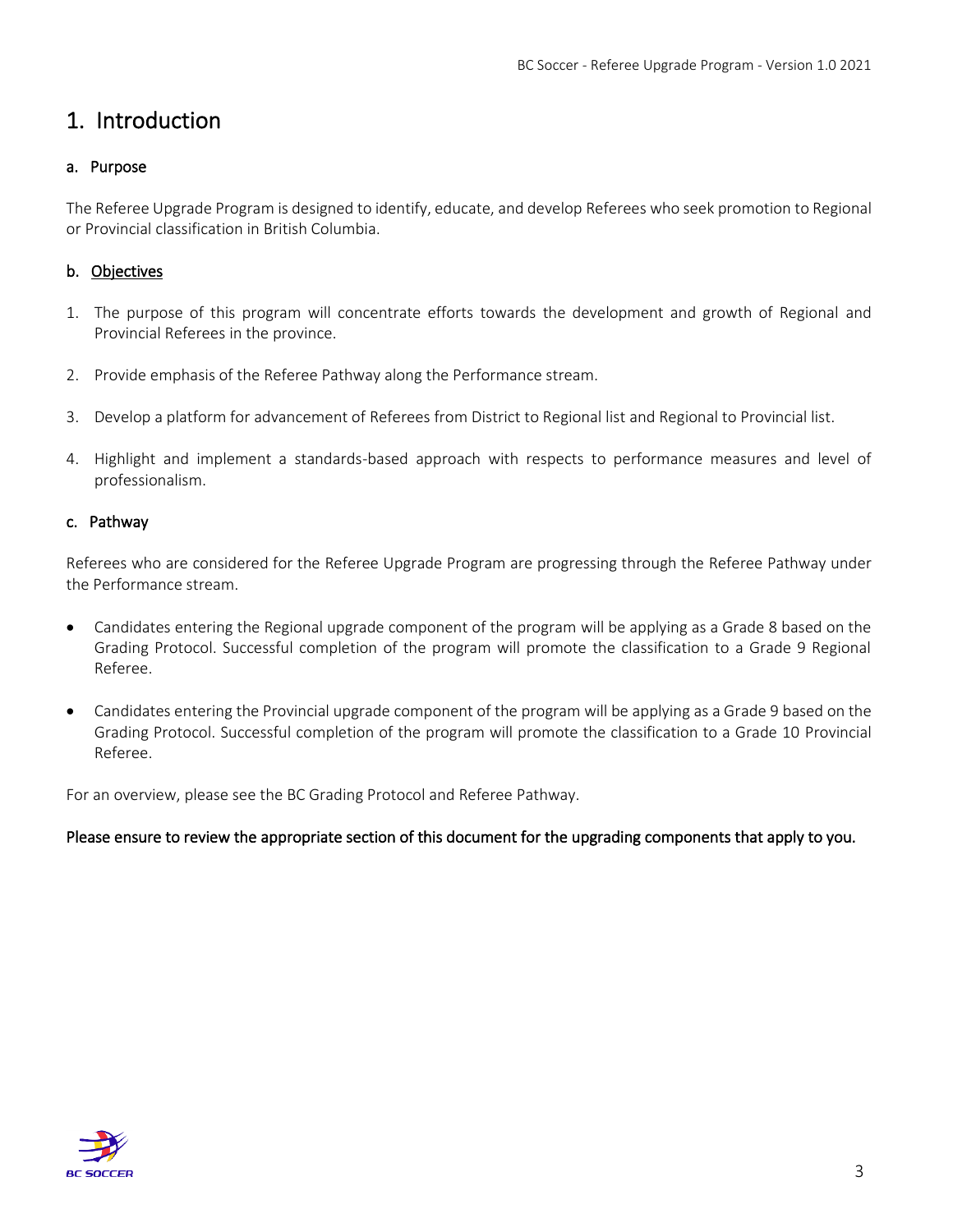# 1. Introduction

## a. Purpose

The Referee Upgrade Program is designed to identify, educate, and develop Referees who seek promotion to Regional or Provincial classification in British Columbia.

## b. Objectives

1. The purpose of this program will concentrate efforts towards the development and growth of Regional and Provincial Referees in the province.
2. Provide emphasis of the Referee Pathway along the Performance stream.
3. Develop a platform for advancement of Referees from District to Regional list and Regional to Provincial list.
4. Highlight and implement a standards-based approach with respects to performance measures and level of professionalism.

## c. Pathway

Referees who are considered for the Referee Upgrade Program are progressing through the Referee Pathway under the Performance stream.

- Candidates entering the Regional upgrade component of the program will be applying as a Grade 8 based on the Grading Protocol. Successful completion of the program will promote the classification to a Grade 9 Regional Referee.
- Candidates entering the Provincial upgrade component of the program will be applying as a Grade 9 based on the Grading Protocol. Successful completion of the program will promote the classification to a Grade 10 Provincial Referee.

For an overview, please see the BC Grading Protocol and Referee Pathway.

**Please ensure to review the appropriate section of this document for the upgrading components that apply to you.**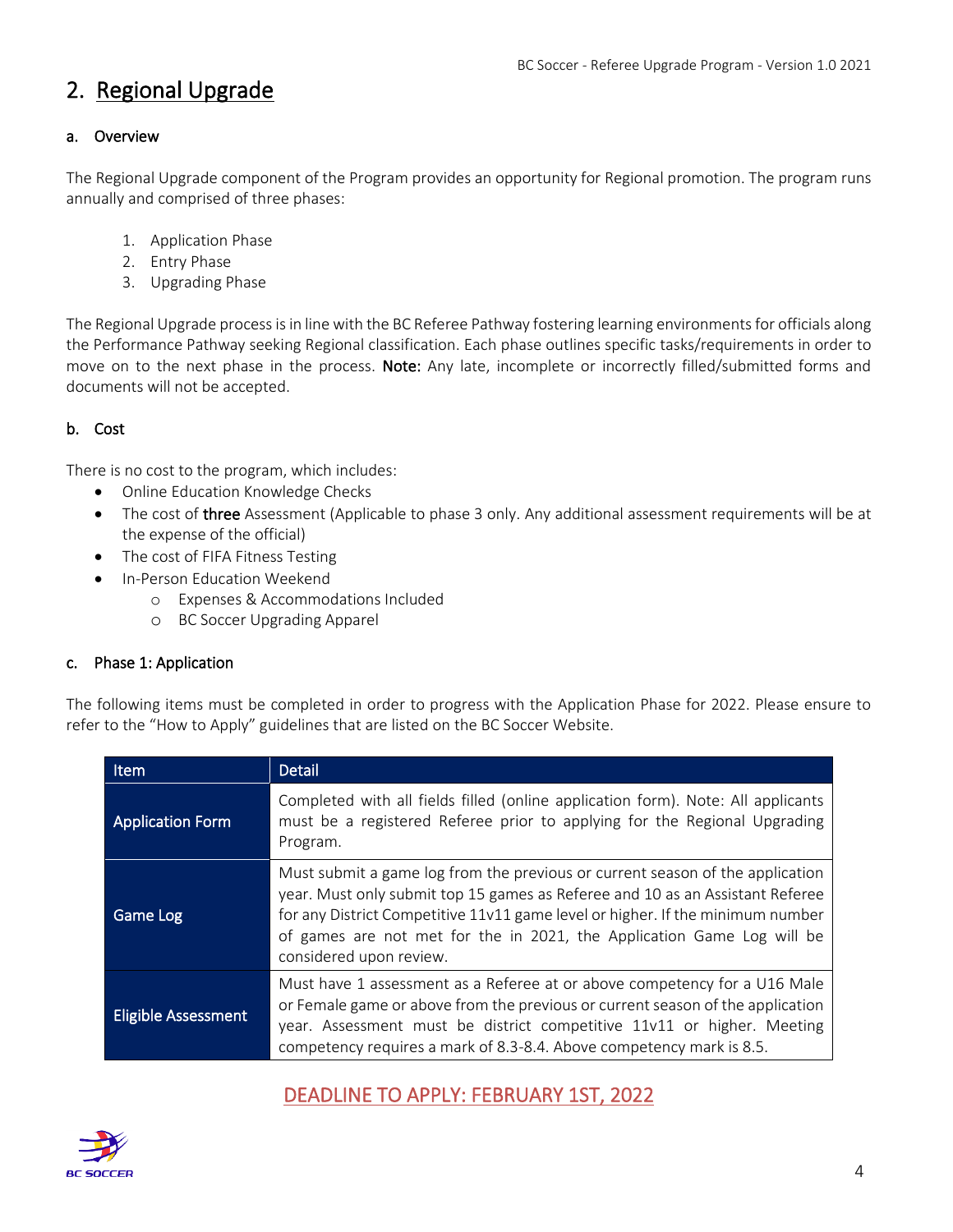## 2. Regional Upgrade

### a. Overview

The Regional Upgrade component of the Program provides an opportunity for Regional promotion. The program runs annually and comprised of three phases:

1. Application Phase
2. Entry Phase
3. Upgrading Phase

The Regional Upgrade process is in line with the BC Referee Pathway fostering learning environments for officials along the Performance Pathway seeking Regional classification. Each phase outlines specific tasks/requirements in order to move on to the next phase in the process. **Note:** Any late, incomplete or incorrectly filled/submitted forms and documents will not be accepted.

### b. Cost

There is no cost to the program, which includes:

- Online Education Knowledge Checks
- The cost of **three** Assessment (Applicable to phase 3 only. Any additional assessment requirements will be at the expense of the official)
- The cost of FIFA Fitness Testing
- In-Person Education Weekend
  - Expenses & Accommodations Included
  - BC Soccer Upgrading Apparel

### c. Phase 1: Application

The following items must be completed in order to progress with the Application Phase for 2022. Please ensure to refer to the "How to Apply" guidelines that are listed on the BC Soccer Website.

| Item | Detail |
| --- | --- |
| Application Form | Completed with all fields filled (online application form). Note: All applicants must be a registered Referee prior to applying for the Regional Upgrading Program. |
| Game Log | Must submit a game log from the previous or current season of the application year. Must only submit top 15 games as Referee and 10 as an Assistant Referee for any District Competitive 11v11 game level or higher. If the minimum number of games are not met for the in 2021, the Application Game Log will be considered upon review. |
| Eligible Assessment | Must have 1 assessment as a Referee at or above competency for a U16 Male or Female game or above from the previous or current season of the application year. Assessment must be district competitive 11v11 or higher. Meeting competency requires a mark of 8.3-8.4. Above competency mark is 8.5. |

DEADLINE TO APPLY: FEBRUARY 1ST, 2022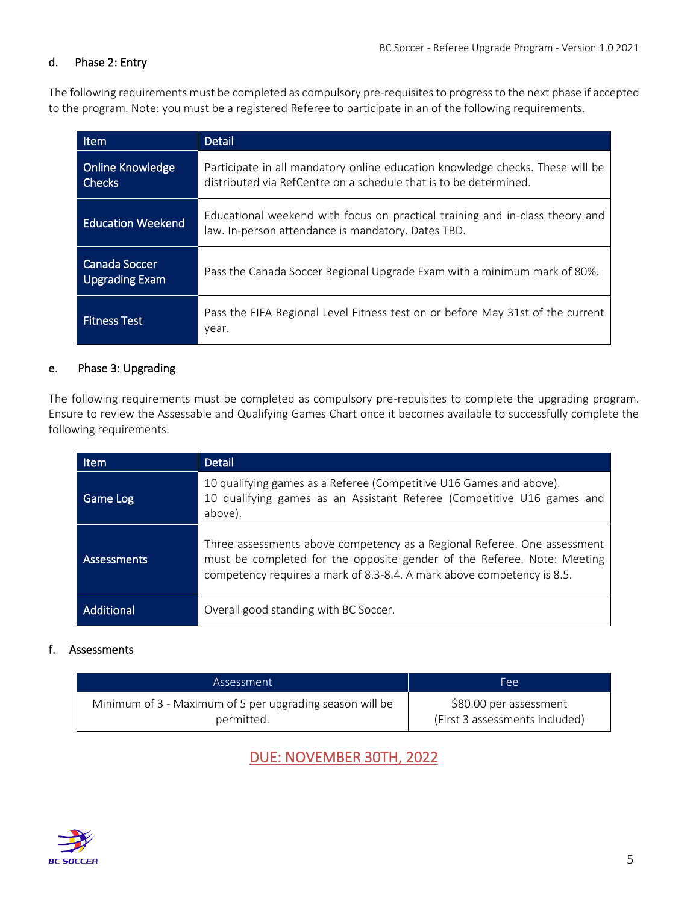### d. Phase 2: Entry

The following requirements must be completed as compulsory pre-requisites to progress to the next phase if accepted to the program. Note: you must be a registered Referee to participate in an of the following requirements.

| Item | Detail |
| --- | --- |
| Online Knowledge Checks | Participate in all mandatory online education knowledge checks. These will be distributed via RefCentre on a schedule that is to be determined. |
| Education Weekend | Educational weekend with focus on practical training and in-class theory and law. In-person attendance is mandatory. Dates TBD. |
| Canada Soccer Upgrading Exam | Pass the Canada Soccer Regional Upgrade Exam with a minimum mark of 80%. |
| Fitness Test | Pass the FIFA Regional Level Fitness test on or before May 31st of the current year. |

### e. Phase 3: Upgrading

The following requirements must be completed as compulsory pre-requisites to complete the upgrading program. Ensure to review the Assessable and Qualifying Games Chart once it becomes available to successfully complete the following requirements.

| Item | Detail |
| --- | --- |
| Game Log | 10 qualifying games as a Referee (Competitive U16 Games and above).<br>10 qualifying games as an Assistant Referee (Competitive U16 games and above). |
| Assessments | Three assessments above competency as a Regional Referee. One assessment must be completed for the opposite gender of the Referee. Note: Meeting competency requires a mark of 8.3-8.4. A mark above competency is 8.5. |
| Additional | Overall good standing with BC Soccer. |

### f. Assessments

| Assessment | Fee |
| --- | --- |
| Minimum of 3 - Maximum of 5 per upgrading season will be permitted. | $80.00 per assessment<br>(First 3 assessments included) |

**DUE: NOVEMBER 30TH, 2022**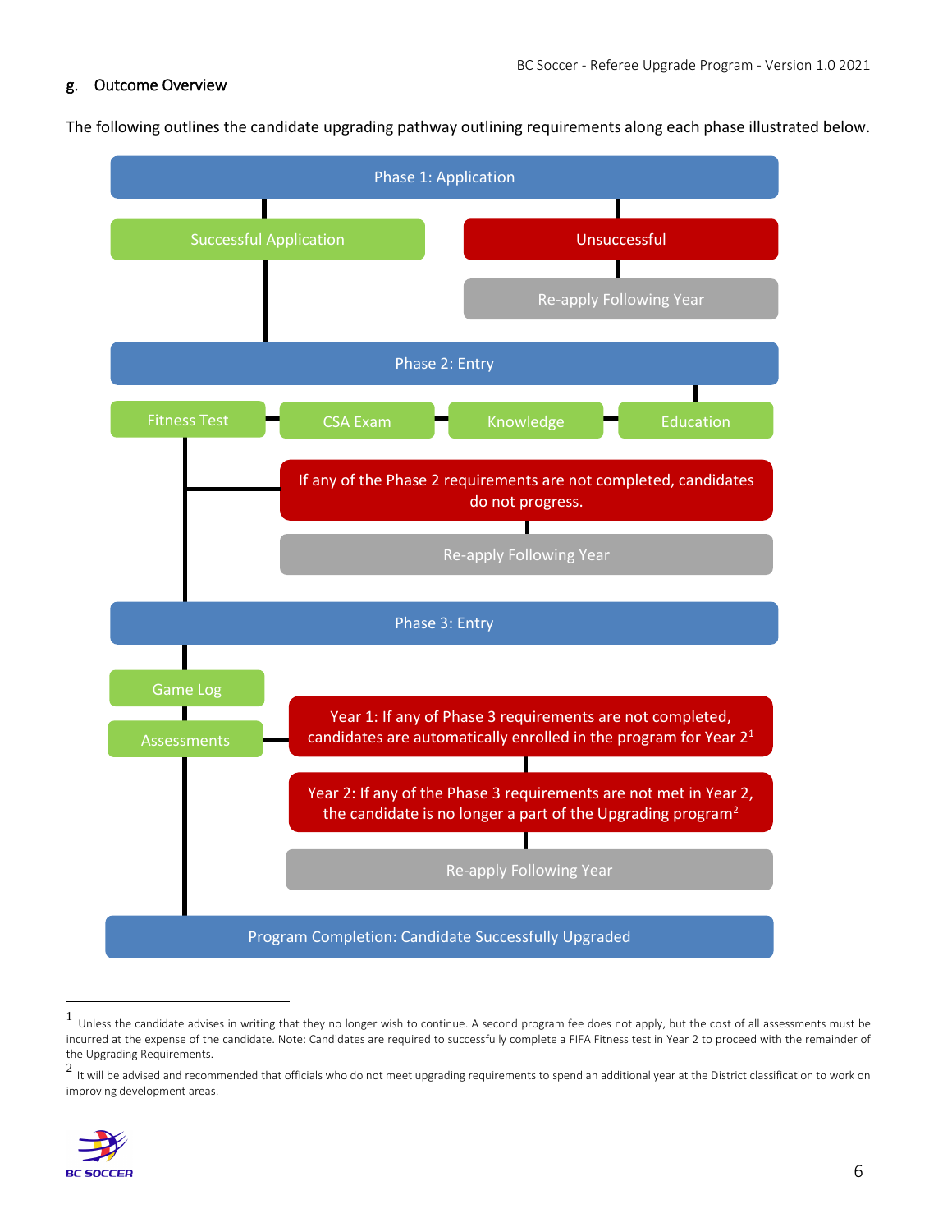## g. Outcome Overview

The following outlines the candidate upgrading pathway outlining requirements along each phase illustrated below.

**Phase 1: Application**

- Successful Application
- Unsuccessful
  - Re-apply Following Year

**Phase 2: Entry**

- Fitness Test
- CSA Exam
- Knowledge
- Education

If any of the Phase 2 requirements are not completed, candidates do not progress.

- Re-apply Following Year

**Phase 3: Entry**

- Game Log
- Assessments

Year 1: If any of Phase 3 requirements are not completed, candidates are automatically enrolled in the program for Year 2[1]

Year 2: If any of the Phase 3 requirements are not met in Year 2, the candidate is no longer a part of the Upgrading program[2]

- Re-apply Following Year

**Program Completion: Candidate Successfully Upgraded**

---

[1] Unless the candidate advises in writing that they no longer wish to continue. A second program fee does not apply, but the cost of all assessments must be incurred at the expense of the candidate. Note: Candidates are required to successfully complete a FIFA Fitness test in Year 2 to proceed with the remainder of the Upgrading Requirements.

[2] It will be advised and recommended that officials who do not meet upgrading requirements to spend an additional year at the District classification to work on improving development areas.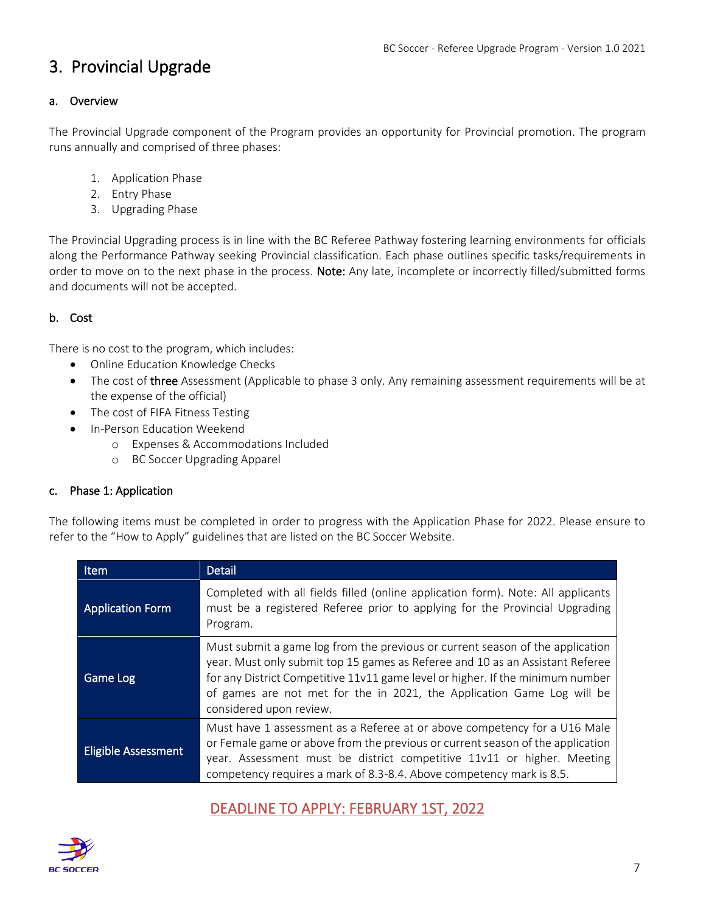## 3. Provincial Upgrade

### a. Overview

The Provincial Upgrade component of the Program provides an opportunity for Provincial promotion. The program runs annually and comprised of three phases:

1. Application Phase
2. Entry Phase
3. Upgrading Phase

The Provincial Upgrading process is in line with the BC Referee Pathway fostering learning environments for officials along the Performance Pathway seeking Provincial classification. Each phase outlines specific tasks/requirements in order to move on to the next phase in the process. **Note:** Any late, incomplete or incorrectly filled/submitted forms and documents will not be accepted.

### b. Cost

There is no cost to the program, which includes:

- Online Education Knowledge Checks
- The cost of **three** Assessment (Applicable to phase 3 only. Any remaining assessment requirements will be at the expense of the official)
- The cost of FIFA Fitness Testing
- In-Person Education Weekend
    - Expenses & Accommodations Included
    - BC Soccer Upgrading Apparel

### c. Phase 1: Application

The following items must be completed in order to progress with the Application Phase for 2022. Please ensure to refer to the "How to Apply" guidelines that are listed on the BC Soccer Website.

| Item | Detail |
|---|---|
| Application Form | Completed with all fields filled (online application form). Note: All applicants must be a registered Referee prior to applying for the Provincial Upgrading Program. |
| Game Log | Must submit a game log from the previous or current season of the application year. Must only submit top 15 games as Referee and 10 as an Assistant Referee for any District Competitive 11v11 game level or higher. If the minimum number of games are not met for the in 2021, the Application Game Log will be considered upon review. |
| Eligible Assessment | Must have 1 assessment as a Referee at or above competency for a U16 Male or Female game or above from the previous or current season of the application year. Assessment must be district competitive 11v11 or higher. Meeting competency requires a mark of 8.3-8.4. Above competency mark is 8.5. |

**DEADLINE TO APPLY: FEBRUARY 1ST, 2022**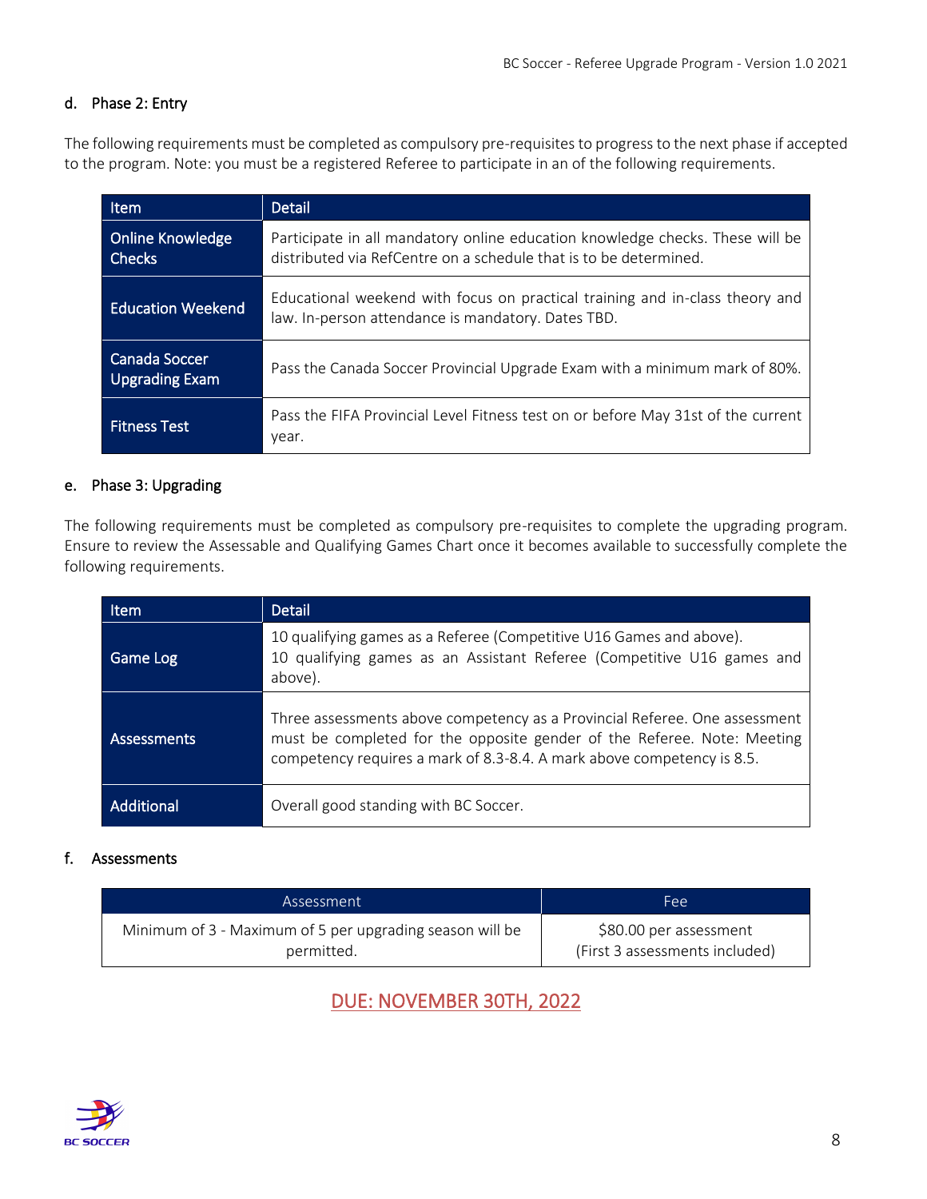### d. Phase 2: Entry

The following requirements must be completed as compulsory pre-requisites to progress to the next phase if accepted to the program. Note: you must be a registered Referee to participate in an of the following requirements.

| Item | Detail |
|---|---|
| Online Knowledge Checks | Participate in all mandatory online education knowledge checks. These will be distributed via RefCentre on a schedule that is to be determined. |
| Education Weekend | Educational weekend with focus on practical training and in-class theory and law. In-person attendance is mandatory. Dates TBD. |
| Canada Soccer Upgrading Exam | Pass the Canada Soccer Provincial Upgrade Exam with a minimum mark of 80%. |
| Fitness Test | Pass the FIFA Provincial Level Fitness test on or before May 31st of the current year. |

### e. Phase 3: Upgrading

The following requirements must be completed as compulsory pre-requisites to complete the upgrading program. Ensure to review the Assessable and Qualifying Games Chart once it becomes available to successfully complete the following requirements.

| Item | Detail |
|---|---|
| Game Log | 10 qualifying games as a Referee (Competitive U16 Games and above).<br>10 qualifying games as an Assistant Referee (Competitive U16 games and above). |
| Assessments | Three assessments above competency as a Provincial Referee. One assessment must be completed for the opposite gender of the Referee. Note: Meeting competency requires a mark of 8.3-8.4. A mark above competency is 8.5. |
| Additional | Overall good standing with BC Soccer. |

### f. Assessments

| Assessment | Fee |
|---|---|
| Minimum of 3 - Maximum of 5 per upgrading season will be permitted. | $80.00 per assessment<br>(First 3 assessments included) |

**DUE: NOVEMBER 30TH, 2022**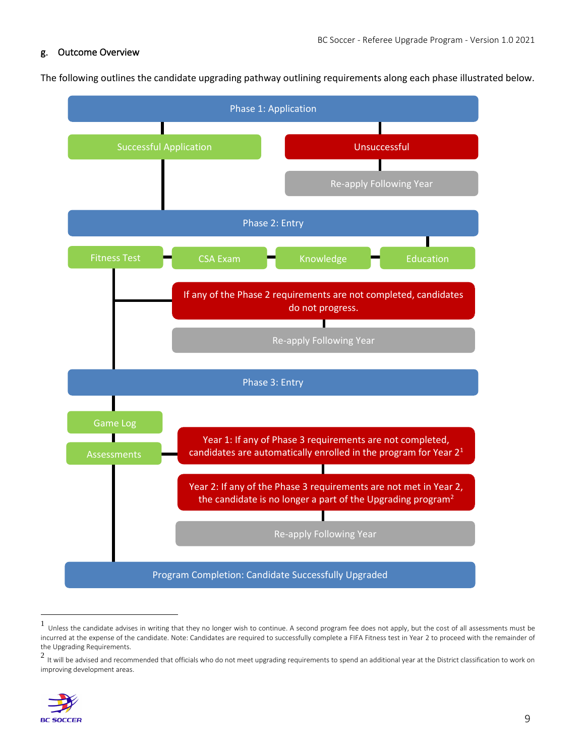## g. Outcome Overview

The following outlines the candidate upgrading pathway outlining requirements along each phase illustrated below.

**Phase 1: Application**

- Successful Application
- Unsuccessful
  - Re-apply Following Year

**Phase 2: Entry**

- Fitness Test
- CSA Exam
- Knowledge
- Education

If any of the Phase 2 requirements are not completed, candidates do not progress.

- Re-apply Following Year

**Phase 3: Entry**

- Game Log
- Assessments

Year 1: If any of Phase 3 requirements are not completed, candidates are automatically enrolled in the program for Year 2[1]

Year 2: If any of the Phase 3 requirements are not met in Year 2, the candidate is no longer a part of the Upgrading program[2]

- Re-apply Following Year

**Program Completion: Candidate Successfully Upgraded**

---

[1] Unless the candidate advises in writing that they no longer wish to continue. A second program fee does not apply, but the cost of all assessments must be incurred at the expense of the candidate. Note: Candidates are required to successfully complete a FIFA Fitness test in Year 2 to proceed with the remainder of the Upgrading Requirements.

[2] It will be advised and recommended that officials who do not meet upgrading requirements to spend an additional year at the District classification to work on improving development areas.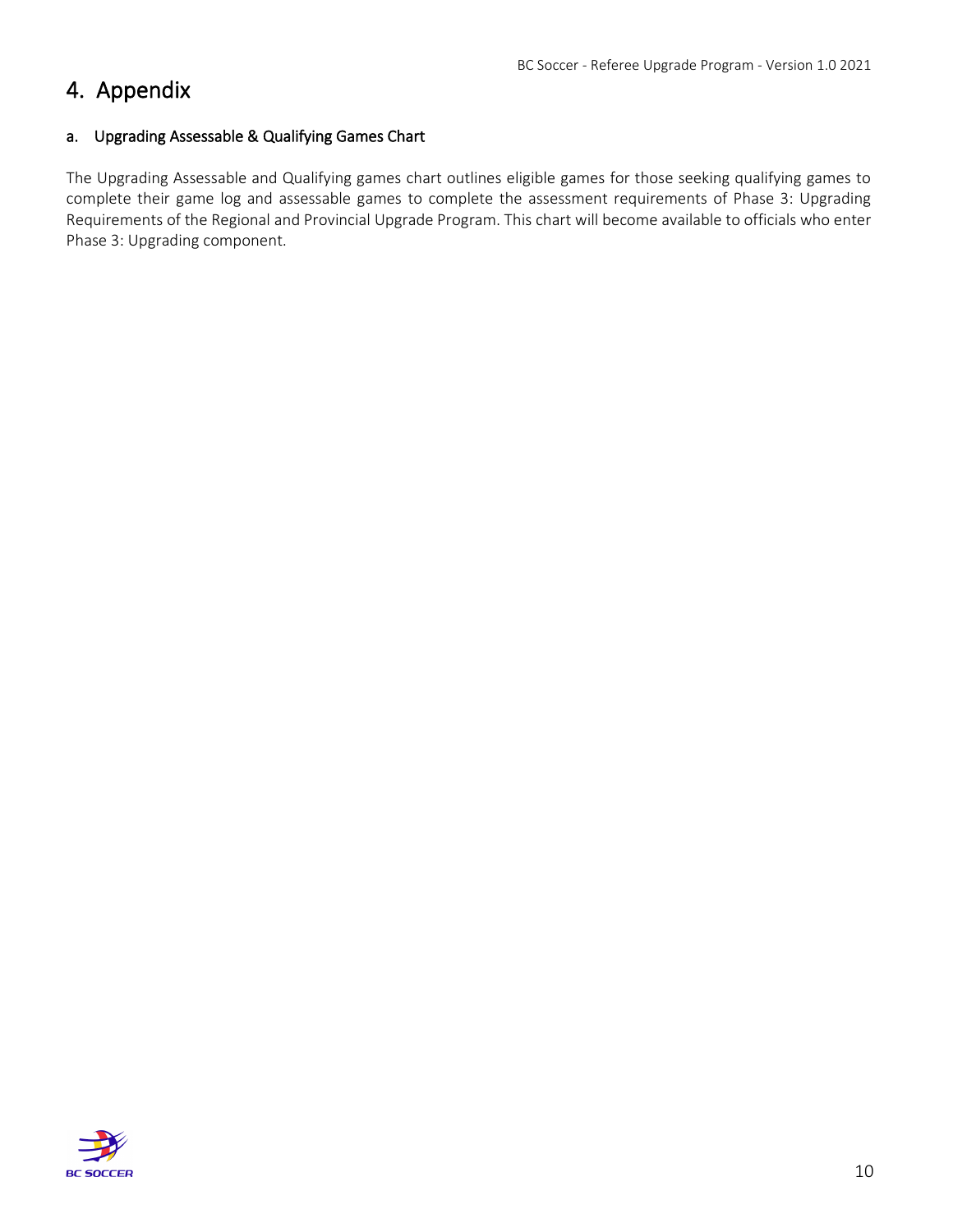# 4. Appendix

## a. Upgrading Assessable & Qualifying Games Chart

The Upgrading Assessable and Qualifying games chart outlines eligible games for those seeking qualifying games to complete their game log and assessable games to complete the assessment requirements of Phase 3: Upgrading Requirements of the Regional and Provincial Upgrade Program. This chart will become available to officials who enter Phase 3: Upgrading component.